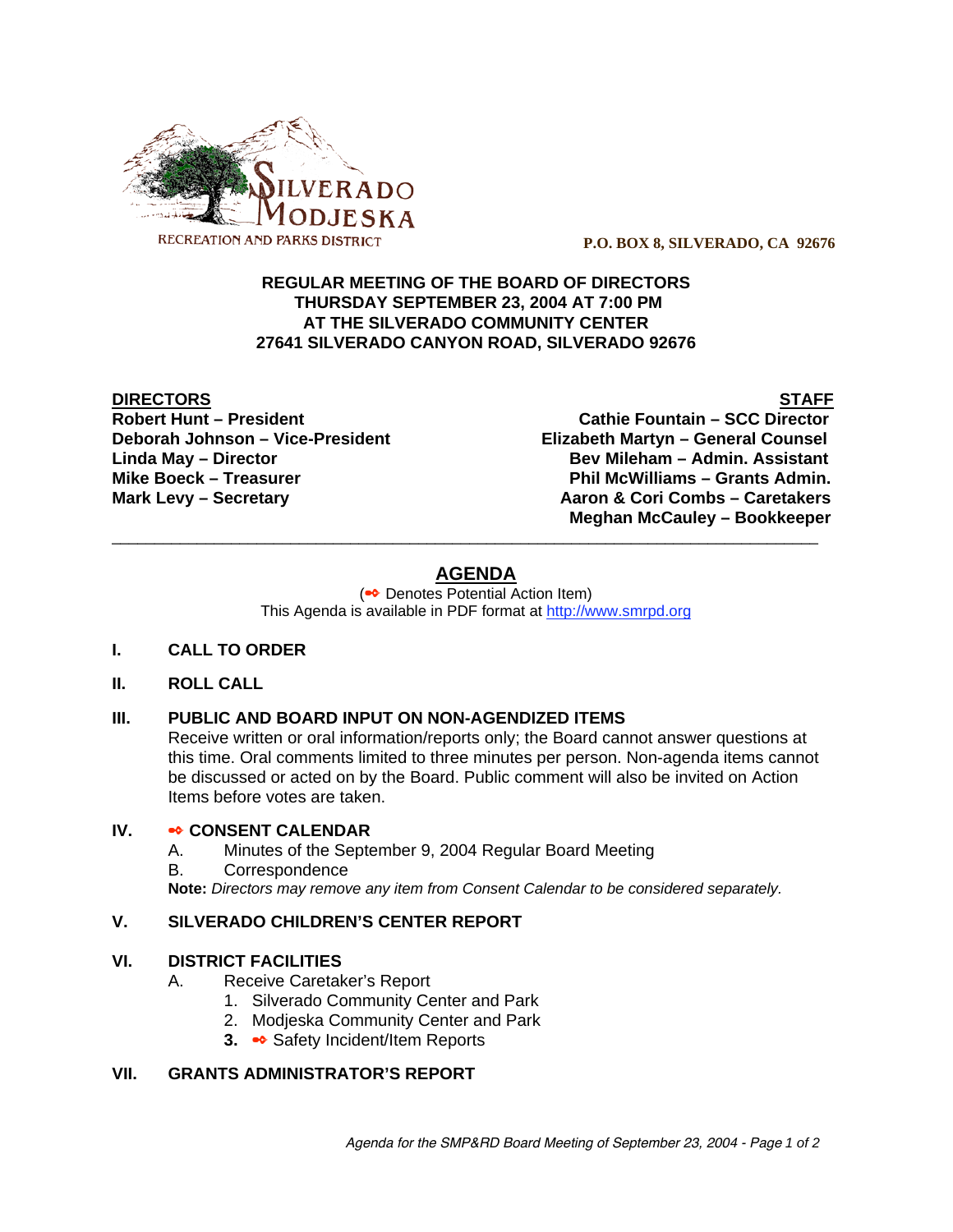SILVERADO MODJESKA
RECREATION AND PARKS DISTRICT

**P.O. BOX 8, SILVERADO, CA 92676**

**REGULAR MEETING OF THE BOARD OF DIRECTORS**
**THURSDAY SEPTEMBER 23, 2004 AT 7:00 PM**
**AT THE SILVERADO COMMUNITY CENTER**
**27641 SILVERADO CANYON ROAD, SILVERADO 92676**

| **DIRECTORS** | **STAFF** |
| --- | --- |
| **Robert Hunt – President** | **Cathie Fountain – SCC Director** |
| **Deborah Johnson – Vice-President** | **Elizabeth Martyn – General Counsel** |
| **Linda May – Director** | **Bev Mileham – Admin. Assistant** |
| **Mike Boeck – Treasurer** | **Phil McWilliams – Grants Admin.** |
| **Mark Levy – Secretary** | **Aaron & Cori Combs – Caretakers** |
| | **Meghan McCauley – Bookkeeper** |

---

## AGENDA

(➻ Denotes Potential Action Item)
This Agenda is available in PDF format at http://www.smrpd.org

**I. CALL TO ORDER**

**II. ROLL CALL**

**III. PUBLIC AND BOARD INPUT ON NON-AGENDIZED ITEMS**

Receive written or oral information/reports only; the Board cannot answer questions at this time. Oral comments limited to three minutes per person. Non-agenda items cannot be discussed or acted on by the Board. Public comment will also be invited on Action Items before votes are taken.

**IV. ➻ CONSENT CALENDAR**

A. Minutes of the September 9, 2004 Regular Board Meeting
B. Correspondence

**Note:** *Directors may remove any item from Consent Calendar to be considered separately.*

**V. SILVERADO CHILDREN'S CENTER REPORT**

**VI. DISTRICT FACILITIES**

A. Receive Caretaker's Report
1. Silverado Community Center and Park
2. Modjeska Community Center and Park
3. ➻ Safety Incident/Item Reports

**VII. GRANTS ADMINISTRATOR'S REPORT**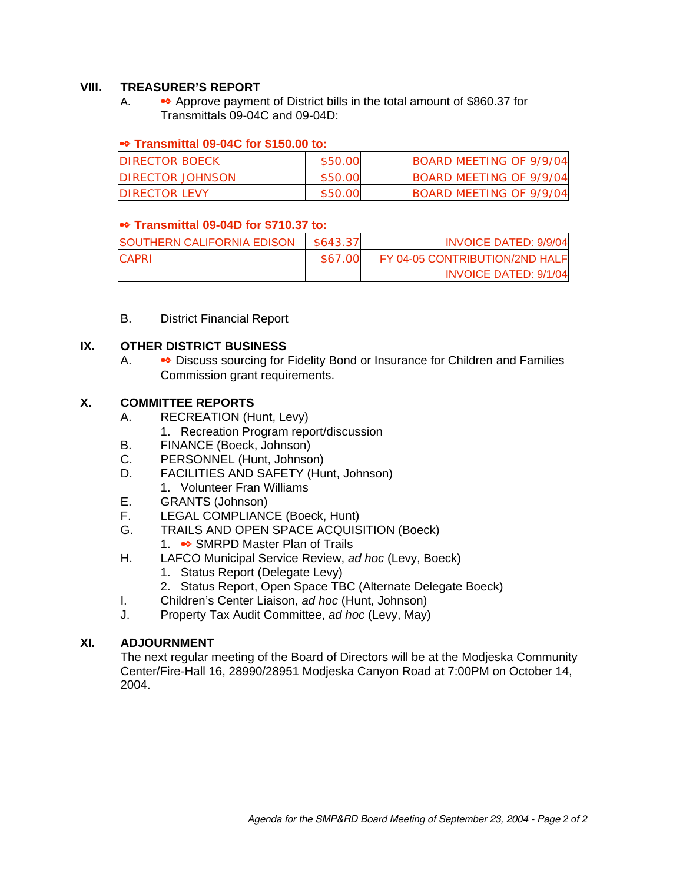## VIII. TREASURER'S REPORT

A. ➻ Approve payment of District bills in the total amount of $860.37 for Transmittals 09-04C and 09-04D:

**➻ Transmittal 09-04C for $150.00 to:**

| | | |
|---|---|---|
| DIRECTOR BOECK | $50.00 | BOARD MEETING OF 9/9/04 |
| DIRECTOR JOHNSON | $50.00 | BOARD MEETING OF 9/9/04 |
| DIRECTOR LEVY | $50.00 | BOARD MEETING OF 9/9/04 |

**➻ Transmittal 09-04D for $710.37 to:**

| | | |
|---|---|---|
| SOUTHERN CALIFORNIA EDISON | $643.37 | INVOICE DATED: 9/9/04 |
| CAPRI | $67.00 | FY 04-05 CONTRIBUTION/2ND HALF INVOICE DATED: 9/1/04 |

B. District Financial Report

## IX. OTHER DISTRICT BUSINESS

A. ➻ Discuss sourcing for Fidelity Bond or Insurance for Children and Families Commission grant requirements.

## X. COMMITTEE REPORTS

A. RECREATION (Hunt, Levy)
   1. Recreation Program report/discussion

B. FINANCE (Boeck, Johnson)

C. PERSONNEL (Hunt, Johnson)

D. FACILITIES AND SAFETY (Hunt, Johnson)
   1. Volunteer Fran Williams

E. GRANTS (Johnson)

F. LEGAL COMPLIANCE (Boeck, Hunt)

G. TRAILS AND OPEN SPACE ACQUISITION (Boeck)
   1. ➻ SMRPD Master Plan of Trails

H. LAFCO Municipal Service Review, *ad hoc* (Levy, Boeck)
   1. Status Report (Delegate Levy)
   2. Status Report, Open Space TBC (Alternate Delegate Boeck)

I. Children's Center Liaison, *ad hoc* (Hunt, Johnson)

J. Property Tax Audit Committee, *ad hoc* (Levy, May)

## XI. ADJOURNMENT

The next regular meeting of the Board of Directors will be at the Modjeska Community Center/Fire-Hall 16, 28990/28951 Modjeska Canyon Road at 7:00PM on October 14, 2004.